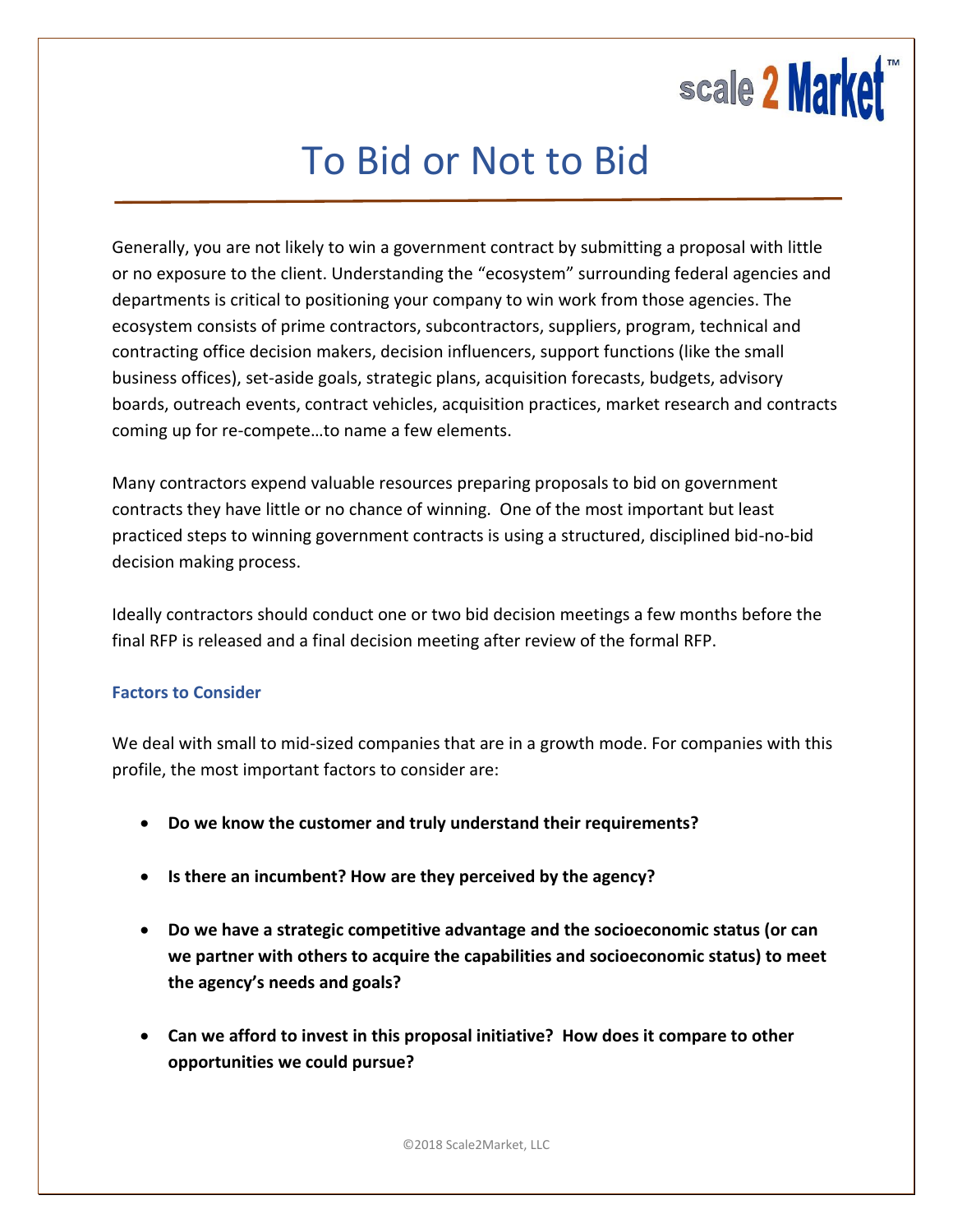# To Bid or Not to Bid

Generally, you are not likely to win a government contract by submitting a proposal with little or no exposure to the client. Understanding the "ecosystem" surrounding federal agencies and departments is critical to positioning your company to win work from those agencies. The ecosystem consists of prime contractors, subcontractors, suppliers, program, technical and contracting office decision makers, decision influencers, support functions (like the small business offices), set-aside goals, strategic plans, acquisition forecasts, budgets, advisory boards, outreach events, contract vehicles, acquisition practices, market research and contracts coming up for re-compete…to name a few elements.

Many contractors expend valuable resources preparing proposals to bid on government contracts they have little or no chance of winning. One of the most important but least practiced steps to winning government contracts is using a structured, disciplined bid-no-bid decision making process.

Ideally contractors should conduct one or two bid decision meetings a few months before the final RFP is released and a final decision meeting after review of the formal RFP.

### Factors to Consider

We deal with small to mid-sized companies that are in a growth mode. For companies with this profile, the most important factors to consider are:

- **Do we know the customer and truly understand their requirements?**
- **Is there an incumbent? How are they perceived by the agency?**
- **Do we have a strategic competitive advantage and the socioeconomic status (or can we partner with others to acquire the capabilities and socioeconomic status) to meet the agency's needs and goals?**
- **Can we afford to invest in this proposal initiative? How does it compare to other opportunities we could pursue?**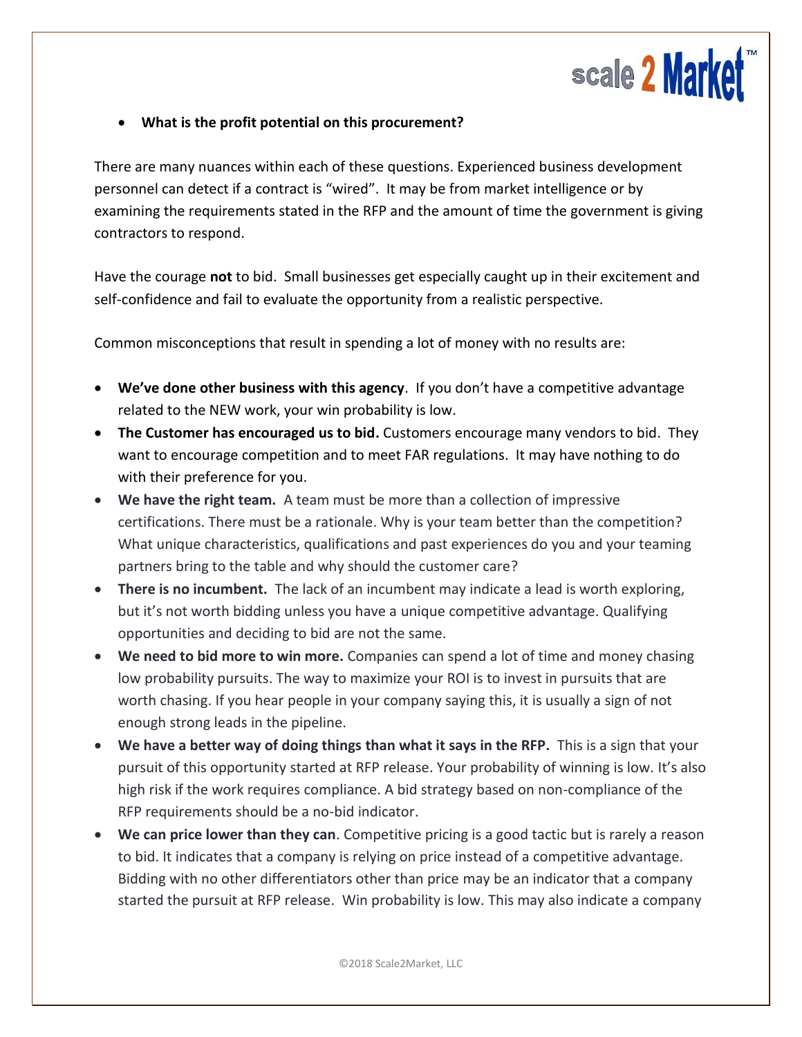- **What is the profit potential on this procurement?**

There are many nuances within each of these questions. Experienced business development personnel can detect if a contract is "wired". It may be from market intelligence or by examining the requirements stated in the RFP and the amount of time the government is giving contractors to respond.

Have the courage **not** to bid. Small businesses get especially caught up in their excitement and self-confidence and fail to evaluate the opportunity from a realistic perspective.

Common misconceptions that result in spending a lot of money with no results are:

- **We've done other business with this agency**. If you don't have a competitive advantage related to the NEW work, your win probability is low.
- **The Customer has encouraged us to bid.** Customers encourage many vendors to bid. They want to encourage competition and to meet FAR regulations. It may have nothing to do with their preference for you.
- **We have the right team.** A team must be more than a collection of impressive certifications. There must be a rationale. Why is your team better than the competition? What unique characteristics, qualifications and past experiences do you and your teaming partners bring to the table and why should the customer care?
- **There is no incumbent.** The lack of an incumbent may indicate a lead is worth exploring, but it's not worth bidding unless you have a unique competitive advantage. Qualifying opportunities and deciding to bid are not the same.
- **We need to bid more to win more.** Companies can spend a lot of time and money chasing low probability pursuits. The way to maximize your ROI is to invest in pursuits that are worth chasing. If you hear people in your company saying this, it is usually a sign of not enough strong leads in the pipeline.
- **We have a better way of doing things than what it says in the RFP.** This is a sign that your pursuit of this opportunity started at RFP release. Your probability of winning is low. It's also high risk if the work requires compliance. A bid strategy based on non-compliance of the RFP requirements should be a no-bid indicator.
- **We can price lower than they can**. Competitive pricing is a good tactic but is rarely a reason to bid. It indicates that a company is relying on price instead of a competitive advantage. Bidding with no other differentiators other than price may be an indicator that a company started the pursuit at RFP release. Win probability is low. This may also indicate a company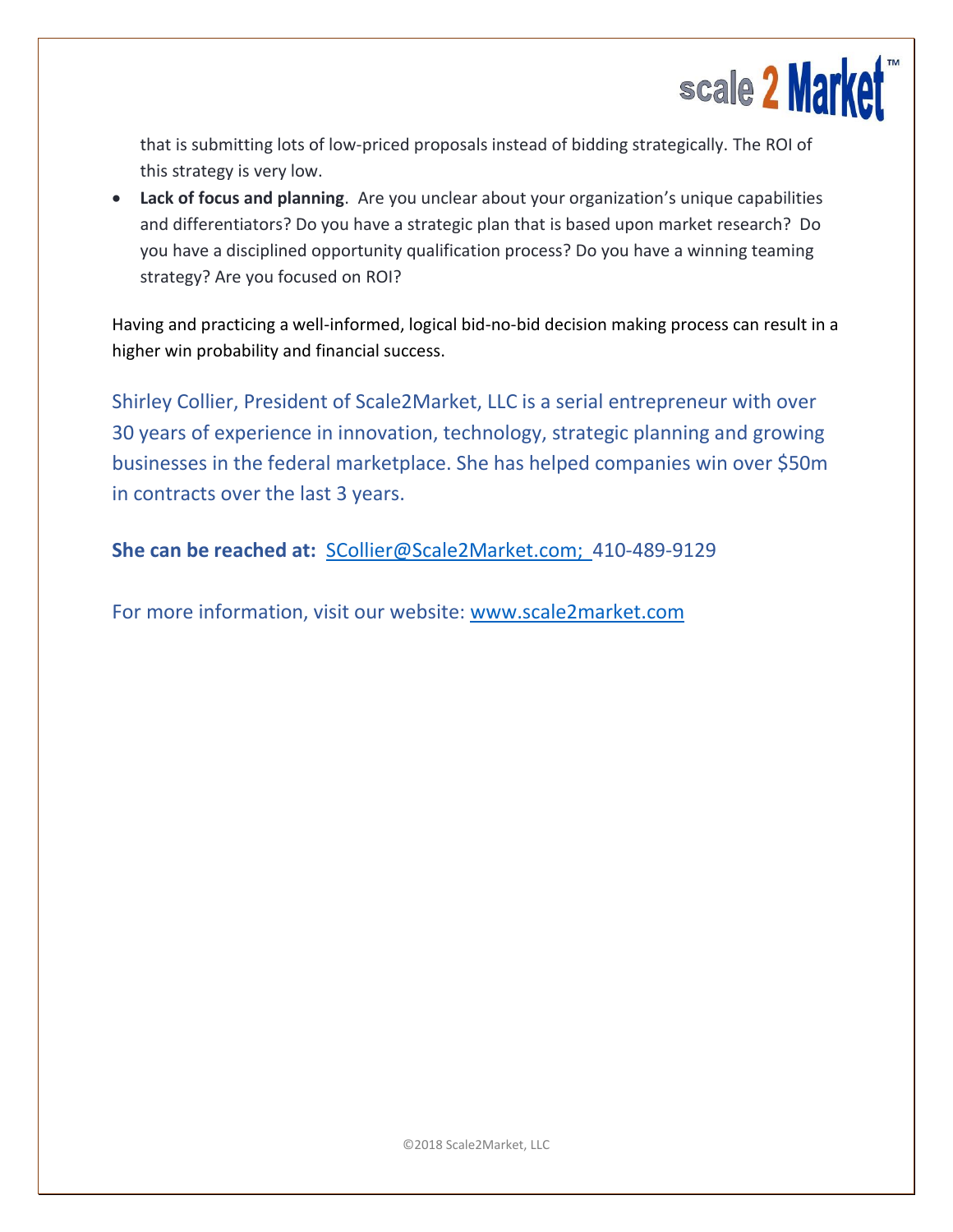that is submitting lots of low-priced proposals instead of bidding strategically. The ROI of this strategy is very low.

- **Lack of focus and planning**. Are you unclear about your organization's unique capabilities and differentiators? Do you have a strategic plan that is based upon market research? Do you have a disciplined opportunity qualification process? Do you have a winning teaming strategy? Are you focused on ROI?

Having and practicing a well-informed, logical bid-no-bid decision making process can result in a higher win probability and financial success.

Shirley Collier, President of Scale2Market, LLC is a serial entrepreneur with over 30 years of experience in innovation, technology, strategic planning and growing businesses in the federal marketplace. She has helped companies win over $50m in contracts over the last 3 years.

**She can be reached at:** SCollier@Scale2Market.com; 410-489-9129

For more information, visit our website: www.scale2market.com

©2018 Scale2Market, LLC